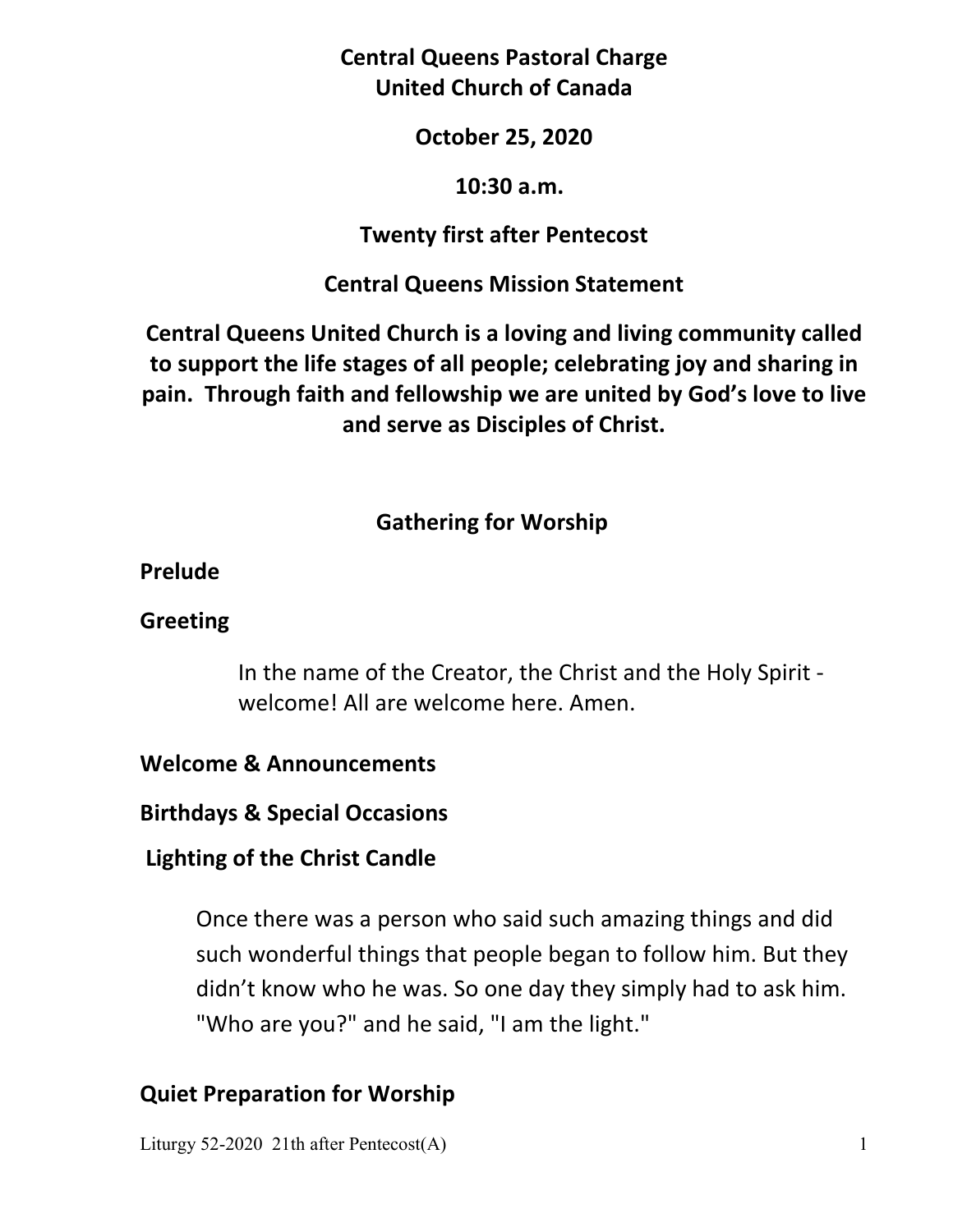# Central Queens Pastoral Charge
# United Church of Canada

**October 25, 2020**

**10:30 a.m.**

**Twenty first after Pentecost**

## Central Queens Mission Statement

**Central Queens United Church is a loving and living community called to support the life stages of all people; celebrating joy and sharing in pain. Through faith and fellowship we are united by God's love to live and serve as Disciples of Christ.**

## Gathering for Worship

**Prelude**

**Greeting**

In the name of the Creator, the Christ and the Holy Spirit - welcome! All are welcome here. Amen.

**Welcome & Announcements**

**Birthdays & Special Occasions**

**Lighting of the Christ Candle**

Once there was a person who said such amazing things and did such wonderful things that people began to follow him. But they didn't know who he was. So one day they simply had to ask him. "Who are you?" and he said, "I am the light."

**Quiet Preparation for Worship**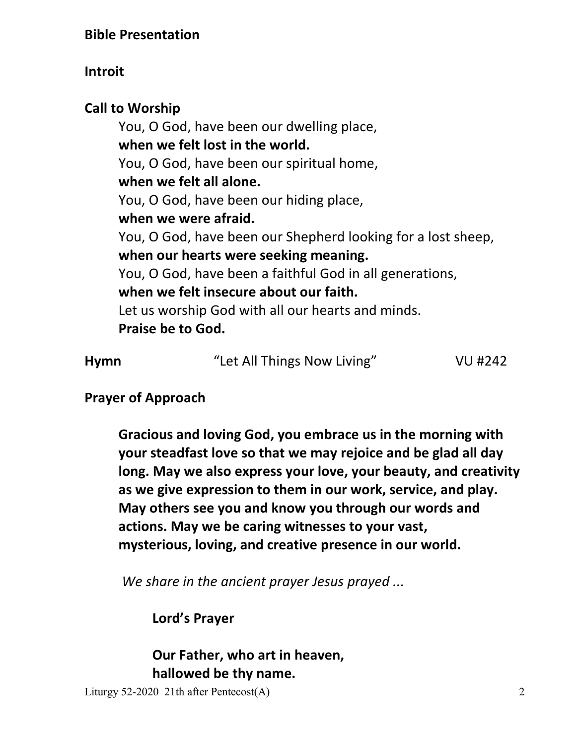**Bible Presentation**

**Introit**

**Call to Worship**

You, O God, have been our dwelling place,
**when we felt lost in the world.**
You, O God, have been our spiritual home,
**when we felt all alone.**
You, O God, have been our hiding place,
**when we were afraid.**
You, O God, have been our Shepherd looking for a lost sheep,
**when our hearts were seeking meaning.**
You, O God, have been a faithful God in all generations,
**when we felt insecure about our faith.**
Let us worship God with all our hearts and minds.
**Praise be to God.**

**Hymn** "Let All Things Now Living" VU #242

**Prayer of Approach**

**Gracious and loving God, you embrace us in the morning with your steadfast love so that we may rejoice and be glad all day long. May we also express your love, your beauty, and creativity as we give expression to them in our work, service, and play. May others see you and know you through our words and actions. May we be caring witnesses to your vast, mysterious, loving, and creative presence in our world.**

*We share in the ancient prayer Jesus prayed ...*

**Lord's Prayer**

**Our Father, who art in heaven,**
**hallowed be thy name.**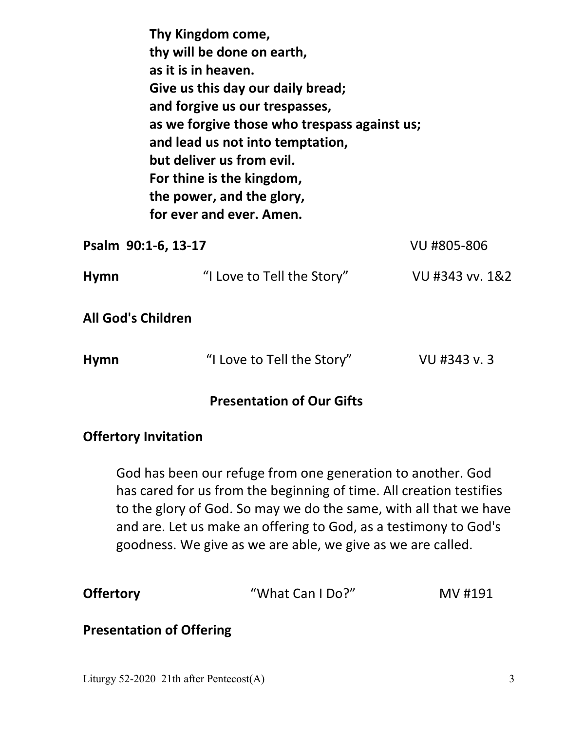**Thy Kingdom come,**
**thy will be done on earth,**
**as it is in heaven.**
**Give us this day our daily bread;**
**and forgive us our trespasses,**
**as we forgive those who trespass against us;**
**and lead us not into temptation,**
**but deliver us from evil.**
**For thine is the kingdom,**
**the power, and the glory,**
**for ever and ever. Amen.**

**Psalm 90:1-6, 13-17** VU #805-806

**Hymn** "I Love to Tell the Story" VU #343 vv. 1&2

**All God's Children**

**Hymn** "I Love to Tell the Story" VU #343 v. 3

## Presentation of Our Gifts

**Offertory Invitation**

God has been our refuge from one generation to another. God has cared for us from the beginning of time. All creation testifies to the glory of God. So may we do the same, with all that we have and are. Let us make an offering to God, as a testimony to God's goodness. We give as we are able, we give as we are called.

**Offertory** "What Can I Do?" MV #191

**Presentation of Offering**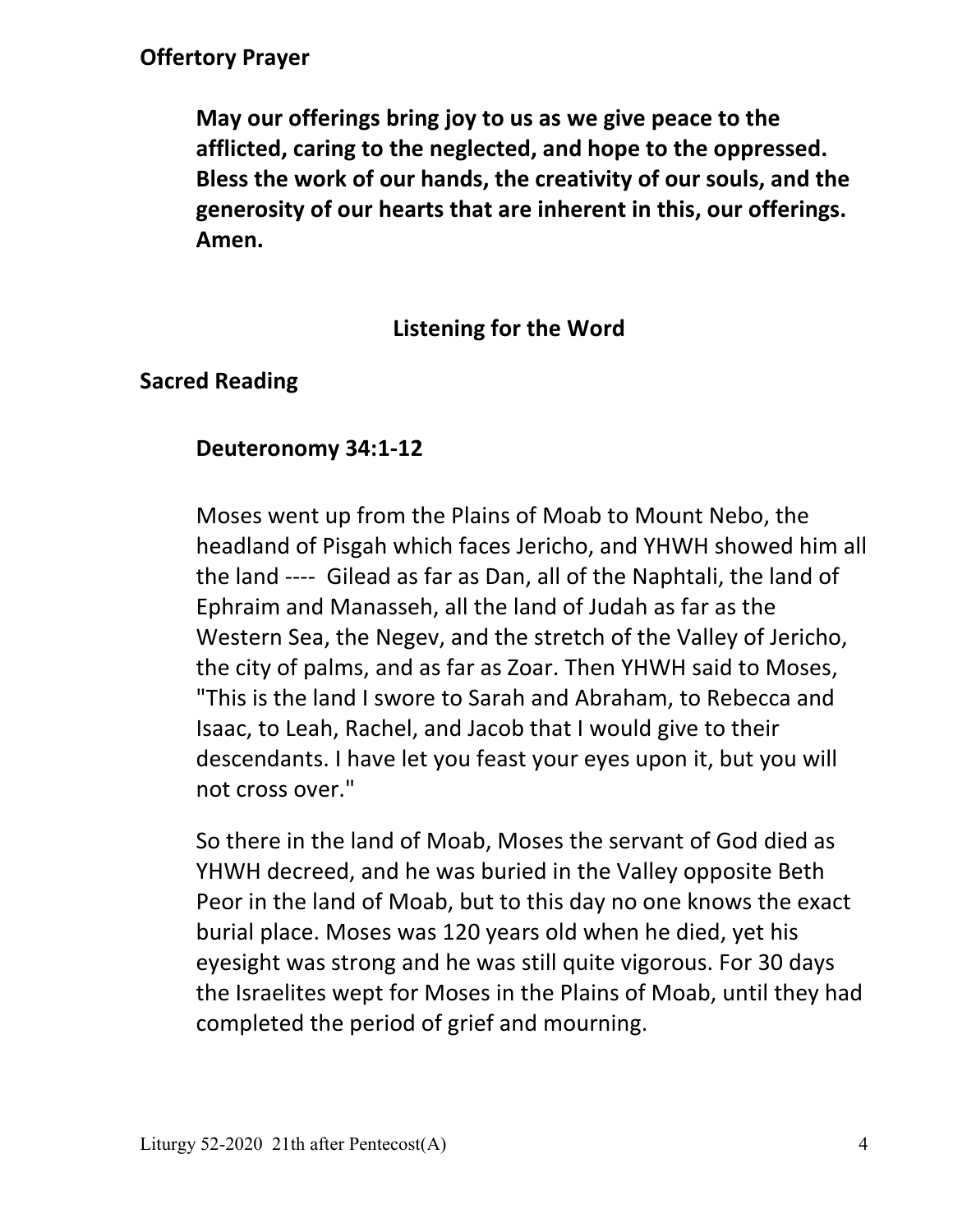## Offertory Prayer

**May our offerings bring joy to us as we give peace to the afflicted, caring to the neglected, and hope to the oppressed. Bless the work of our hands, the creativity of our souls, and the generosity of our hearts that are inherent in this, our offerings. Amen.**

## Listening for the Word

## Sacred Reading

### Deuteronomy 34:1-12

Moses went up from the Plains of Moab to Mount Nebo, the headland of Pisgah which faces Jericho, and YHWH showed him all the land ---- Gilead as far as Dan, all of the Naphtali, the land of Ephraim and Manasseh, all the land of Judah as far as the Western Sea, the Negev, and the stretch of the Valley of Jericho, the city of palms, and as far as Zoar. Then YHWH said to Moses, "This is the land I swore to Sarah and Abraham, to Rebecca and Isaac, to Leah, Rachel, and Jacob that I would give to their descendants. I have let you feast your eyes upon it, but you will not cross over."

So there in the land of Moab, Moses the servant of God died as YHWH decreed, and he was buried in the Valley opposite Beth Peor in the land of Moab, but to this day no one knows the exact burial place. Moses was 120 years old when he died, yet his eyesight was strong and he was still quite vigorous. For 30 days the Israelites wept for Moses in the Plains of Moab, until they had completed the period of grief and mourning.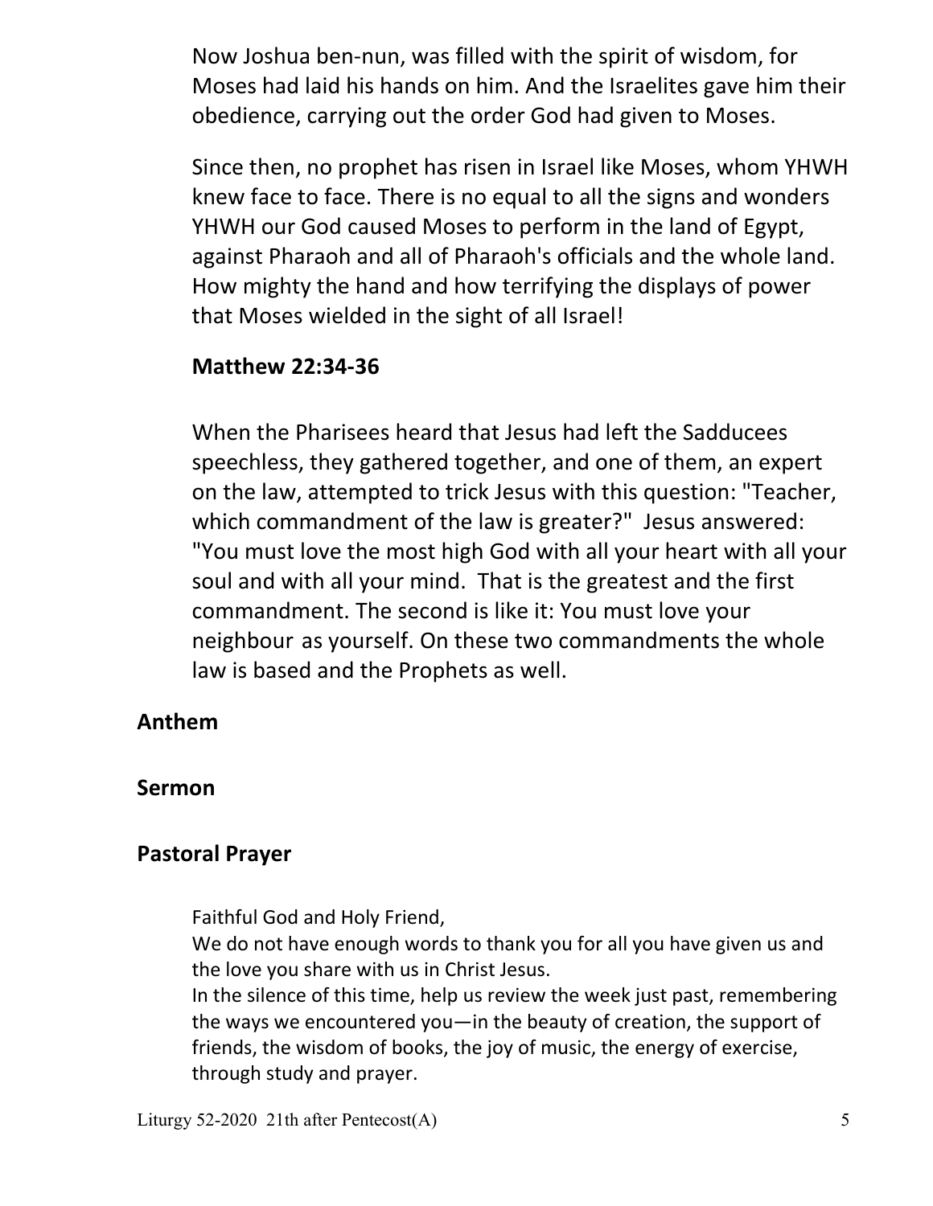Now Joshua ben-nun, was filled with the spirit of wisdom, for Moses had laid his hands on him. And the Israelites gave him their obedience, carrying out the order God had given to Moses.

Since then, no prophet has risen in Israel like Moses, whom YHWH knew face to face. There is no equal to all the signs and wonders YHWH our God caused Moses to perform in the land of Egypt, against Pharaoh and all of Pharaoh's officials and the whole land. How mighty the hand and how terrifying the displays of power that Moses wielded in the sight of all Israel!

**Matthew 22:34-36**

When the Pharisees heard that Jesus had left the Sadducees speechless, they gathered together, and one of them, an expert on the law, attempted to trick Jesus with this question: "Teacher, which commandment of the law is greater?" Jesus answered: "You must love the most high God with all your heart with all your soul and with all your mind. That is the greatest and the first commandment. The second is like it: You must love your neighbour as yourself. On these two commandments the whole law is based and the Prophets as well.

## Anthem

## Sermon

## Pastoral Prayer

Faithful God and Holy Friend,
We do not have enough words to thank you for all you have given us and the love you share with us in Christ Jesus.
In the silence of this time, help us review the week just past, remembering the ways we encountered you—in the beauty of creation, the support of friends, the wisdom of books, the joy of music, the energy of exercise, through study and prayer.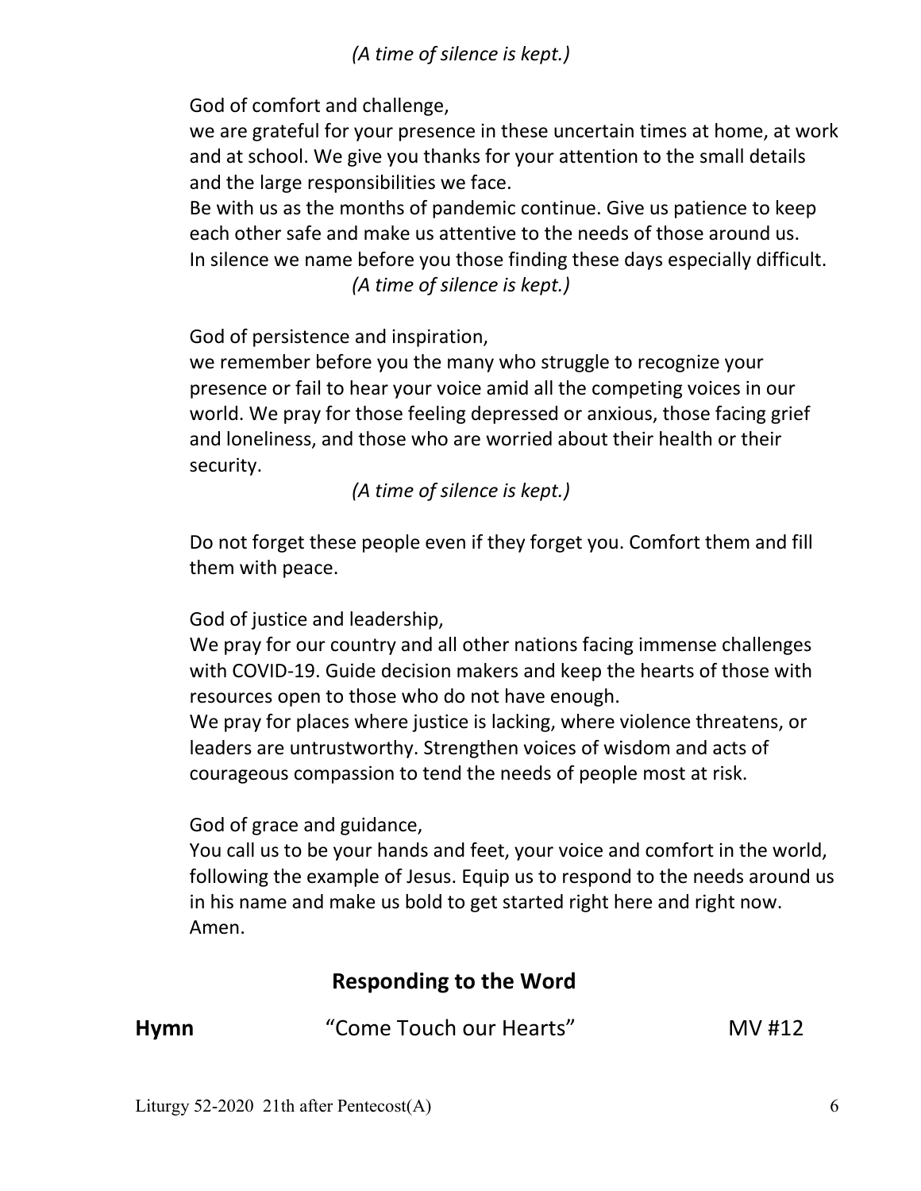*(A time of silence is kept.)*

God of comfort and challenge,
we are grateful for your presence in these uncertain times at home, at work and at school. We give you thanks for your attention to the small details and the large responsibilities we face.
Be with us as the months of pandemic continue. Give us patience to keep each other safe and make us attentive to the needs of those around us.
In silence we name before you those finding these days especially difficult.

*(A time of silence is kept.)*

God of persistence and inspiration,
we remember before you the many who struggle to recognize your presence or fail to hear your voice amid all the competing voices in our world. We pray for those feeling depressed or anxious, those facing grief and loneliness, and those who are worried about their health or their security.

*(A time of silence is kept.)*

Do not forget these people even if they forget you. Comfort them and fill them with peace.

God of justice and leadership,
We pray for our country and all other nations facing immense challenges with COVID-19. Guide decision makers and keep the hearts of those with resources open to those who do not have enough.
We pray for places where justice is lacking, where violence threatens, or leaders are untrustworthy. Strengthen voices of wisdom and acts of courageous compassion to tend the needs of people most at risk.

God of grace and guidance,
You call us to be your hands and feet, your voice and comfort in the world, following the example of Jesus. Equip us to respond to the needs around us in his name and make us bold to get started right here and right now.
Amen.

## Responding to the Word

**Hymn** "Come Touch our Hearts" MV #12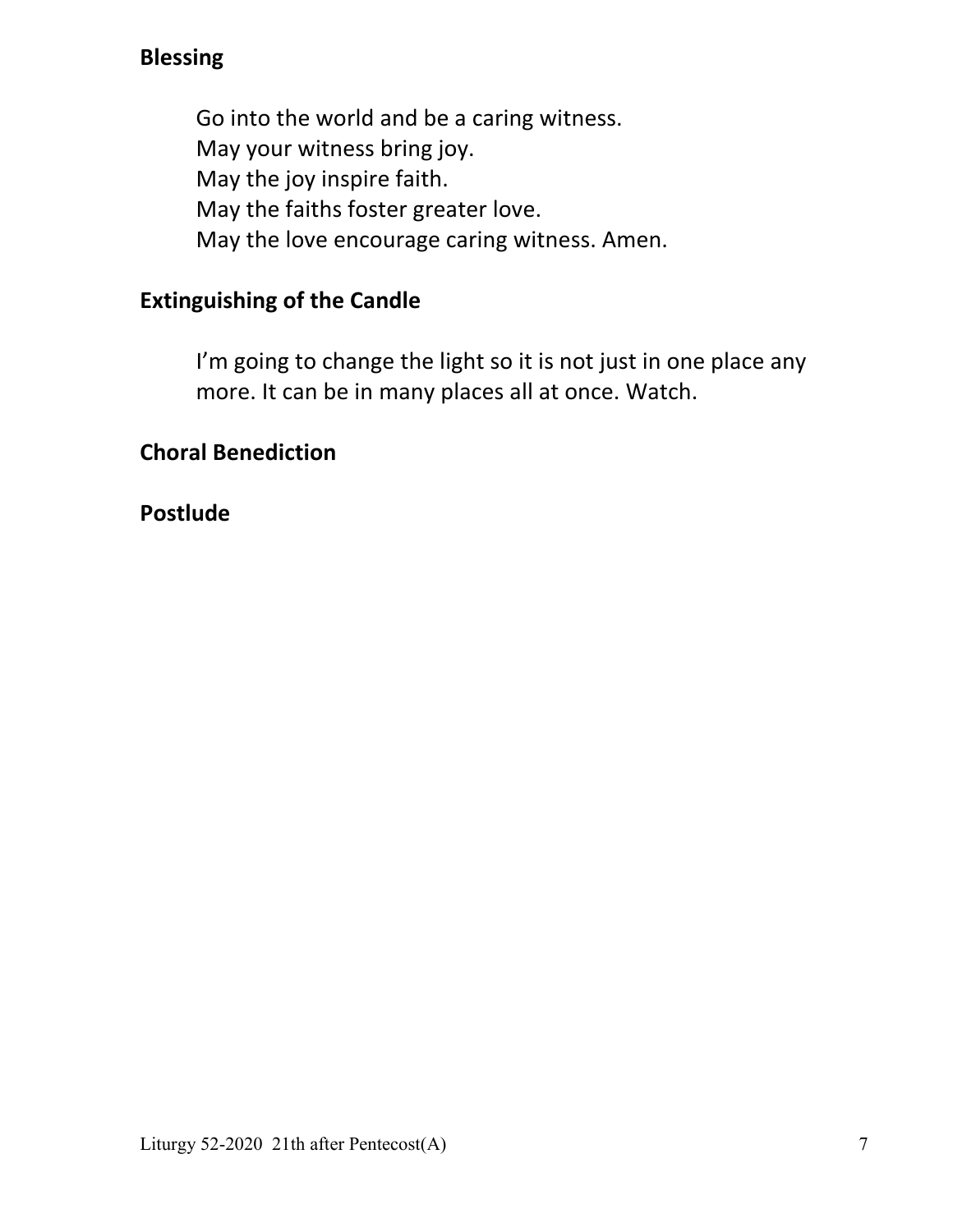**Blessing**

Go into the world and be a caring witness.
May your witness bring joy.
May the joy inspire faith.
May the faiths foster greater love.
May the love encourage caring witness. Amen.

**Extinguishing of the Candle**

I'm going to change the light so it is not just in one place any more. It can be in many places all at once. Watch.

**Choral Benediction**

**Postlude**